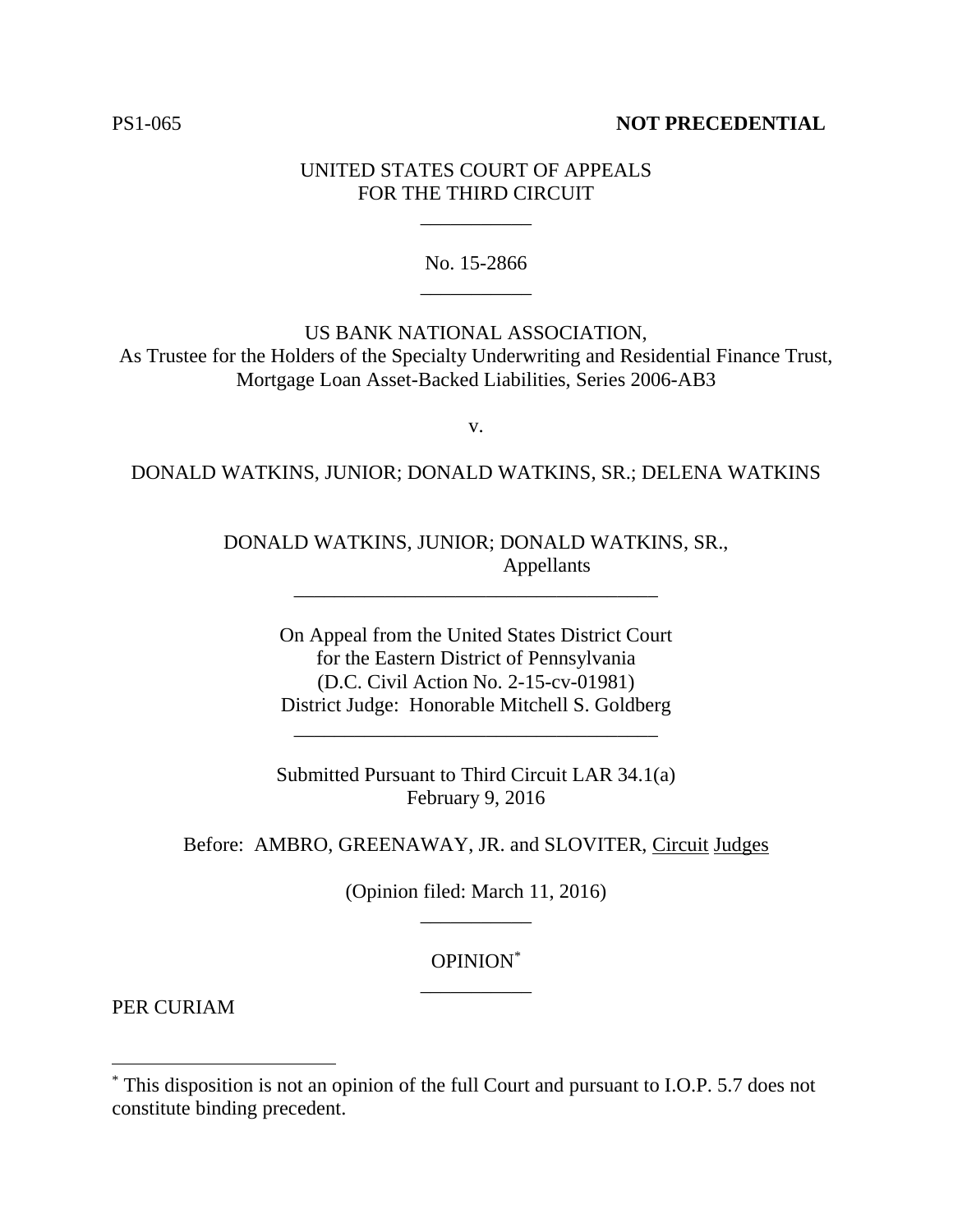PS1-065 **NOT PRECEDENTIAL**

UNITED STATES COURT OF APPEALS
FOR THE THIRD CIRCUIT

\_\_\_\_\_\_\_\_\_\_\_

No. 15-2866

\_\_\_\_\_\_\_\_\_\_\_

US BANK NATIONAL ASSOCIATION,
As Trustee for the Holders of the Specialty Underwriting and Residential Finance Trust, Mortgage Loan Asset-Backed Liabilities, Series 2006-AB3

v.

DONALD WATKINS, JUNIOR; DONALD WATKINS, SR.; DELENA WATKINS

DONALD WATKINS, JUNIOR; DONALD WATKINS, SR.,
Appellants

\_\_\_\_\_\_\_\_\_\_\_\_\_\_\_\_\_\_\_\_\_\_\_\_\_\_\_\_\_\_\_\_\_\_\_\_

On Appeal from the United States District Court
for the Eastern District of Pennsylvania
(D.C. Civil Action No. 2-15-cv-01981)
District Judge: Honorable Mitchell S. Goldberg

\_\_\_\_\_\_\_\_\_\_\_\_\_\_\_\_\_\_\_\_\_\_\_\_\_\_\_\_\_\_\_\_\_\_\_\_

Submitted Pursuant to Third Circuit LAR 34.1(a)
February 9, 2016

Before: AMBRO, GREENAWAY, JR. and SLOVITER, Circuit Judges

(Opinion filed: March 11, 2016)

\_\_\_\_\_\_\_\_\_\_\_

OPINION[*]

\_\_\_\_\_\_\_\_\_\_\_

PER CURIAM

[*] This disposition is not an opinion of the full Court and pursuant to I.O.P. 5.7 does not constitute binding precedent.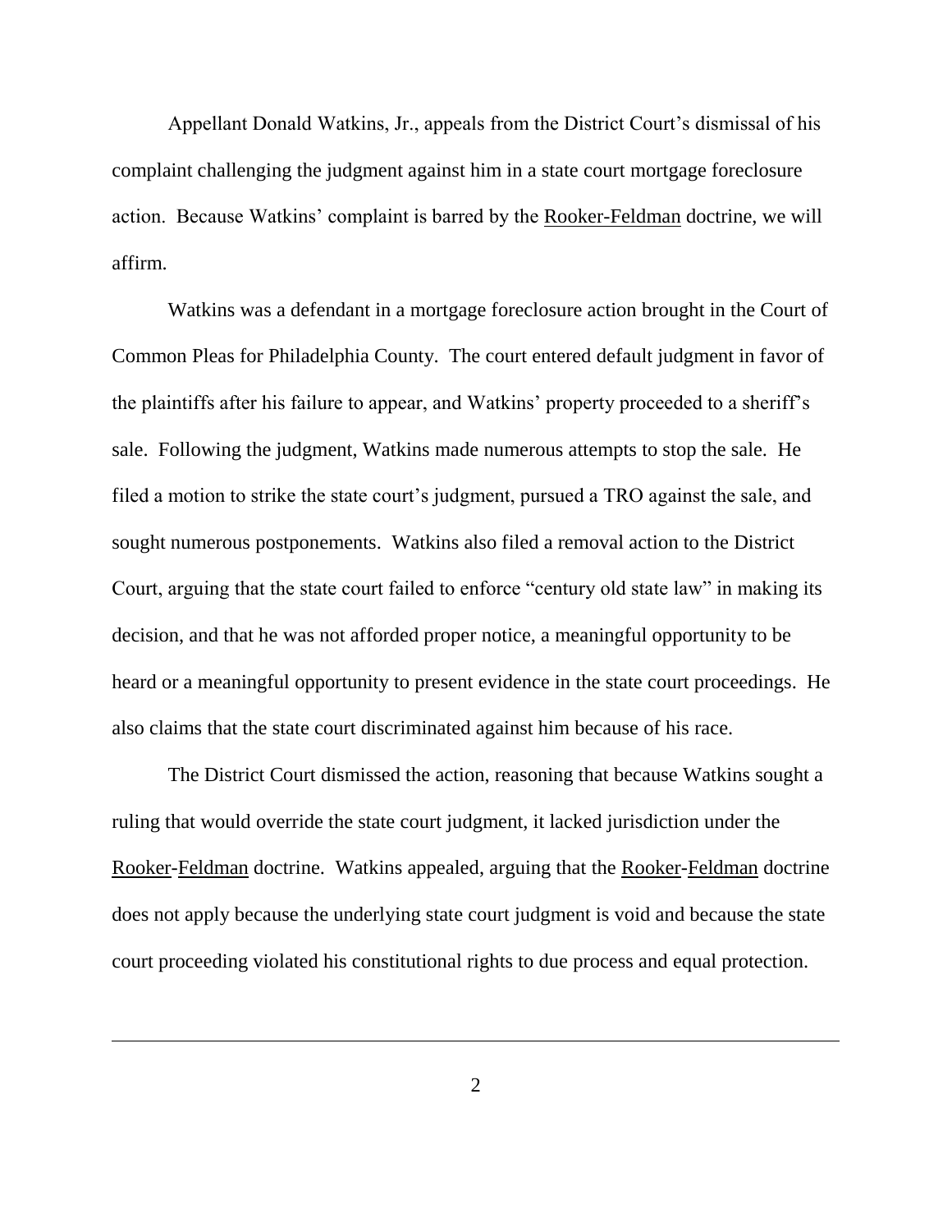Appellant Donald Watkins, Jr., appeals from the District Court's dismissal of his complaint challenging the judgment against him in a state court mortgage foreclosure action. Because Watkins' complaint is barred by the Rooker-Feldman doctrine, we will affirm.

Watkins was a defendant in a mortgage foreclosure action brought in the Court of Common Pleas for Philadelphia County. The court entered default judgment in favor of the plaintiffs after his failure to appear, and Watkins' property proceeded to a sheriff's sale. Following the judgment, Watkins made numerous attempts to stop the sale. He filed a motion to strike the state court's judgment, pursued a TRO against the sale, and sought numerous postponements. Watkins also filed a removal action to the District Court, arguing that the state court failed to enforce "century old state law" in making its decision, and that he was not afforded proper notice, a meaningful opportunity to be heard or a meaningful opportunity to present evidence in the state court proceedings. He also claims that the state court discriminated against him because of his race.

The District Court dismissed the action, reasoning that because Watkins sought a ruling that would override the state court judgment, it lacked jurisdiction under the Rooker-Feldman doctrine. Watkins appealed, arguing that the Rooker-Feldman doctrine does not apply because the underlying state court judgment is void and because the state court proceeding violated his constitutional rights to due process and equal protection.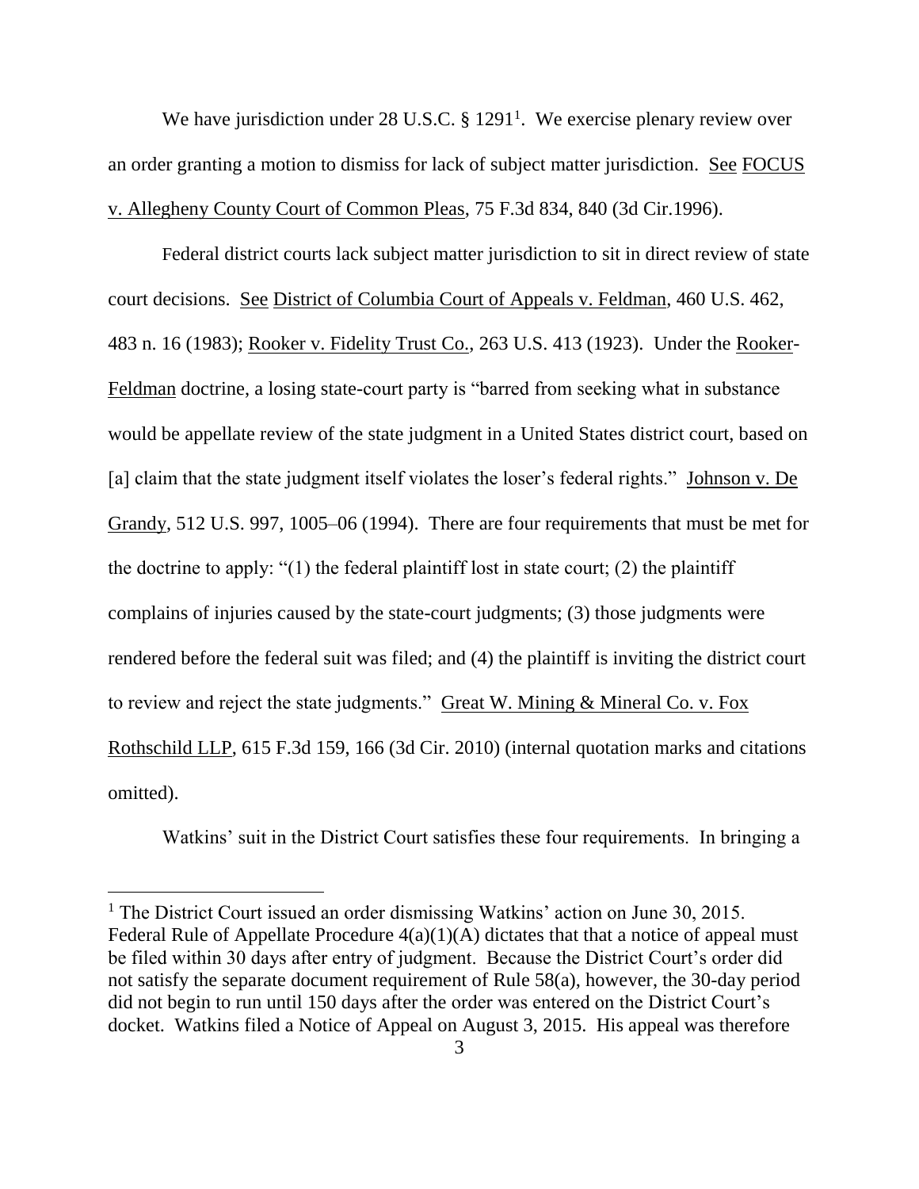We have jurisdiction under 28 U.S.C. § 1291[1]. We exercise plenary review over an order granting a motion to dismiss for lack of subject matter jurisdiction. See FOCUS v. Allegheny County Court of Common Pleas, 75 F.3d 834, 840 (3d Cir.1996).

Federal district courts lack subject matter jurisdiction to sit in direct review of state court decisions. See District of Columbia Court of Appeals v. Feldman, 460 U.S. 462, 483 n. 16 (1983); Rooker v. Fidelity Trust Co., 263 U.S. 413 (1923). Under the Rooker-Feldman doctrine, a losing state-court party is "barred from seeking what in substance would be appellate review of the state judgment in a United States district court, based on [a] claim that the state judgment itself violates the loser's federal rights." Johnson v. De Grandy, 512 U.S. 997, 1005–06 (1994). There are four requirements that must be met for the doctrine to apply: "(1) the federal plaintiff lost in state court; (2) the plaintiff complains of injuries caused by the state-court judgments; (3) those judgments were rendered before the federal suit was filed; and (4) the plaintiff is inviting the district court to review and reject the state judgments." Great W. Mining & Mineral Co. v. Fox Rothschild LLP, 615 F.3d 159, 166 (3d Cir. 2010) (internal quotation marks and citations omitted).

Watkins' suit in the District Court satisfies these four requirements. In bringing a

---

[1] The District Court issued an order dismissing Watkins' action on June 30, 2015. Federal Rule of Appellate Procedure 4(a)(1)(A) dictates that that a notice of appeal must be filed within 30 days after entry of judgment. Because the District Court's order did not satisfy the separate document requirement of Rule 58(a), however, the 30-day period did not begin to run until 150 days after the order was entered on the District Court's docket. Watkins filed a Notice of Appeal on August 3, 2015. His appeal was therefore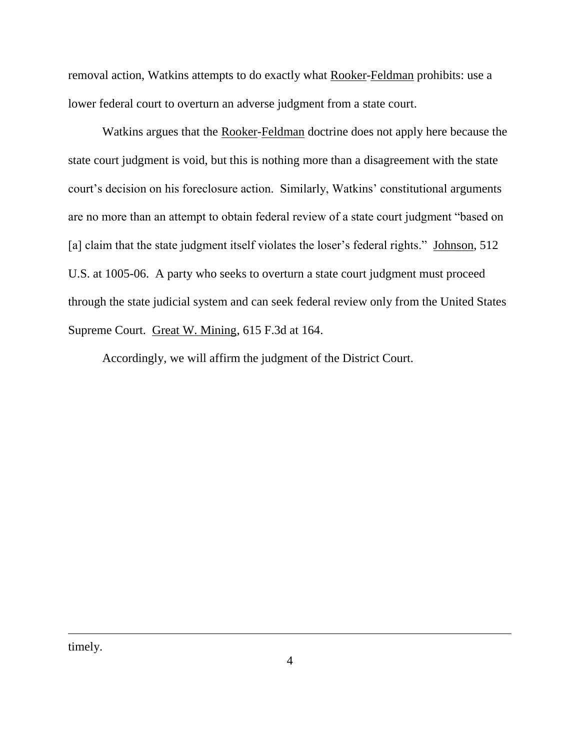removal action, Watkins attempts to do exactly what Rooker-Feldman prohibits: use a lower federal court to overturn an adverse judgment from a state court.

Watkins argues that the Rooker-Feldman doctrine does not apply here because the state court judgment is void, but this is nothing more than a disagreement with the state court's decision on his foreclosure action. Similarly, Watkins' constitutional arguments are no more than an attempt to obtain federal review of a state court judgment "based on [a] claim that the state judgment itself violates the loser's federal rights." Johnson, 512 U.S. at 1005-06. A party who seeks to overturn a state court judgment must proceed through the state judicial system and can seek federal review only from the United States Supreme Court. Great W. Mining, 615 F.3d at 164.

Accordingly, we will affirm the judgment of the District Court.

---

timely.